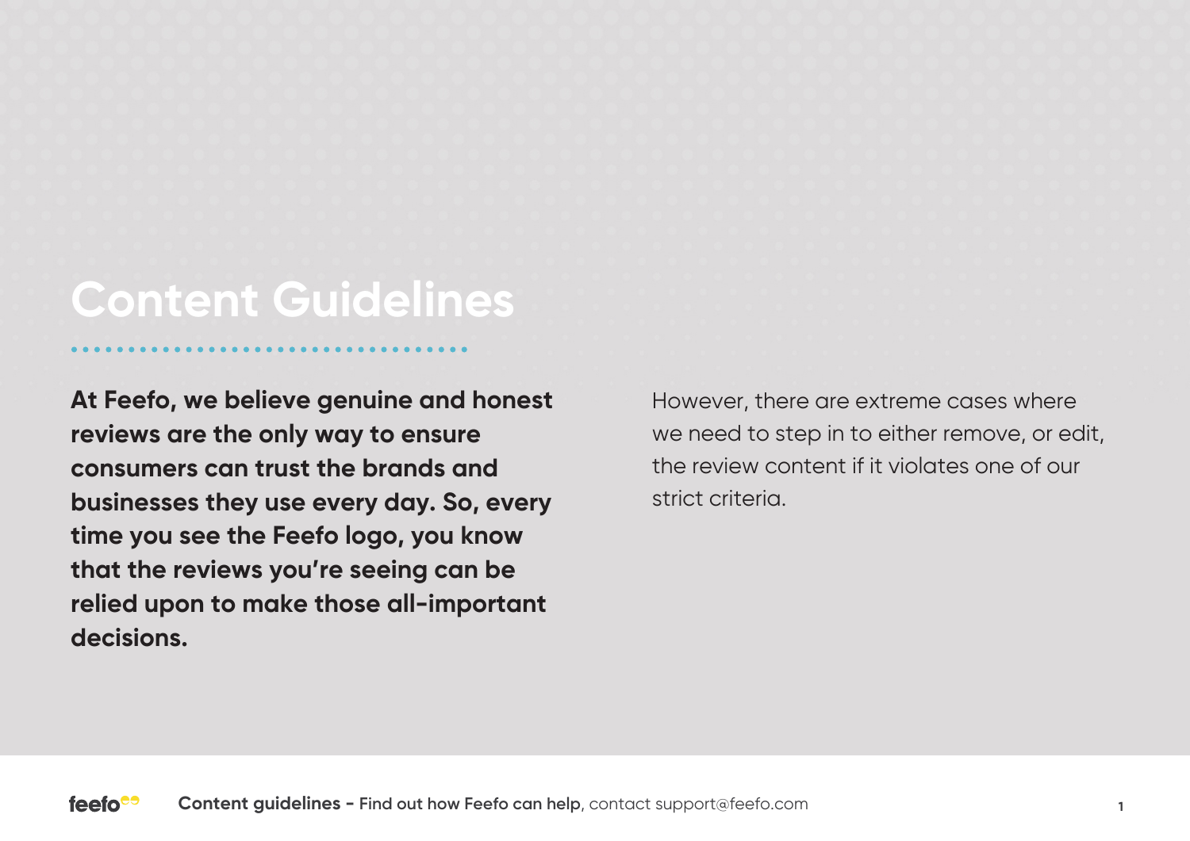# Content Guidelines

**At Feefo, we believe genuine and honest reviews are the only way to ensure consumers can trust the brands and businesses they use every day. So, every time you see the Feefo logo, you know that the reviews you're seeing can be relied upon to make those all-important decisions.**

However, there are extreme cases where we need to step in to either remove, or edit, the review content if it violates one of our strict criteria.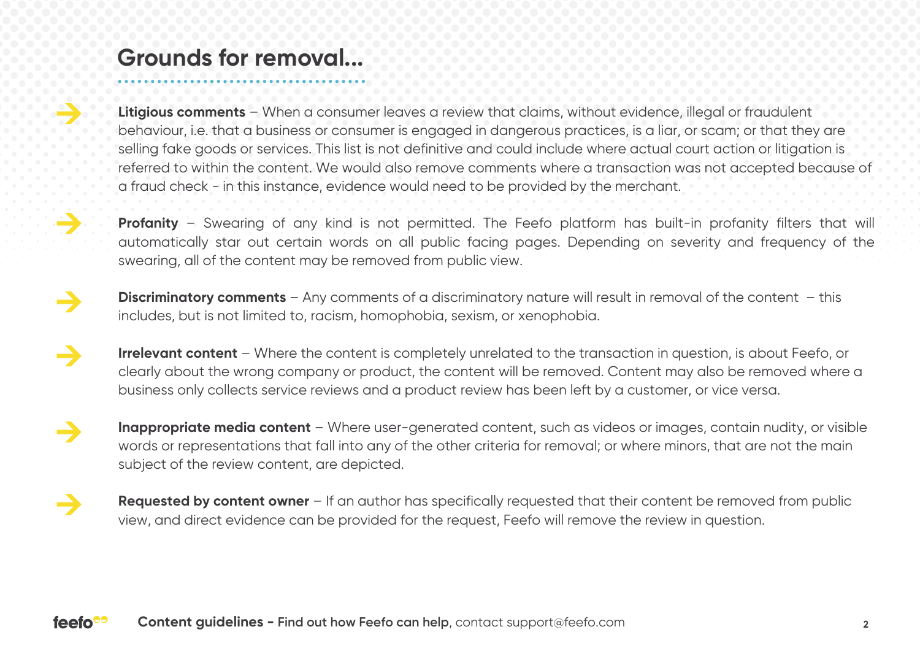## Grounds for removal...

- **Litigious comments** – When a consumer leaves a review that claims, without evidence, illegal or fraudulent behaviour, i.e. that a business or consumer is engaged in dangerous practices, is a liar, or scam; or that they are selling fake goods or services. This list is not definitive and could include where actual court action or litigation is referred to within the content. We would also remove comments where a transaction was not accepted because of a fraud check - in this instance, evidence would need to be provided by the merchant.

- **Profanity** – Swearing of any kind is not permitted. The Feefo platform has built-in profanity filters that will automatically star out certain words on all public facing pages. Depending on severity and frequency of the swearing, all of the content may be removed from public view.

- **Discriminatory comments** – Any comments of a discriminatory nature will result in removal of the content – this includes, but is not limited to, racism, homophobia, sexism, or xenophobia.

- **Irrelevant content** – Where the content is completely unrelated to the transaction in question, is about Feefo, or clearly about the wrong company or product, the content will be removed. Content may also be removed where a business only collects service reviews and a product review has been left by a customer, or vice versa.

- **Inappropriate media content** – Where user-generated content, such as videos or images, contain nudity, or visible words or representations that fall into any of the other criteria for removal; or where minors, that are not the main subject of the review content, are depicted.

- **Requested by content owner** – If an author has specifically requested that their content be removed from public view, and direct evidence can be provided for the request, Feefo will remove the review in question.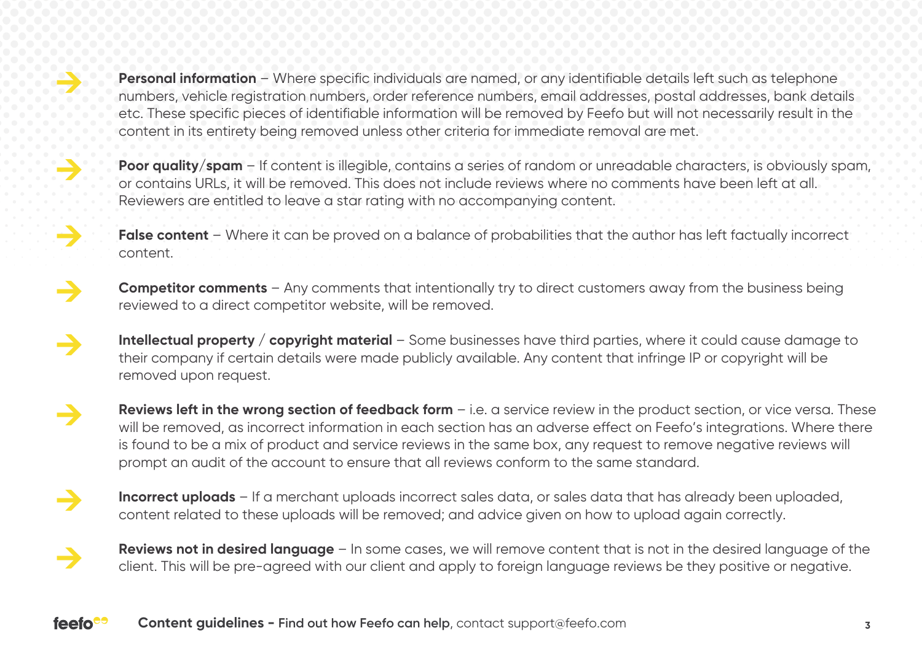- **Personal information** – Where specific individuals are named, or any identifiable details left such as telephone numbers, vehicle registration numbers, order reference numbers, email addresses, postal addresses, bank details etc. These specific pieces of identifiable information will be removed by Feefo but will not necessarily result in the content in its entirety being removed unless other criteria for immediate removal are met.

- **Poor quality/spam** – If content is illegible, contains a series of random or unreadable characters, is obviously spam, or contains URLs, it will be removed. This does not include reviews where no comments have been left at all. Reviewers are entitled to leave a star rating with no accompanying content.

- **False content** – Where it can be proved on a balance of probabilities that the author has left factually incorrect content.

- **Competitor comments** – Any comments that intentionally try to direct customers away from the business being reviewed to a direct competitor website, will be removed.

- **Intellectual property / copyright material** – Some businesses have third parties, where it could cause damage to their company if certain details were made publicly available. Any content that infringe IP or copyright will be removed upon request.

- **Reviews left in the wrong section of feedback form** – i.e. a service review in the product section, or vice versa. These will be removed, as incorrect information in each section has an adverse effect on Feefo's integrations. Where there is found to be a mix of product and service reviews in the same box, any request to remove negative reviews will prompt an audit of the account to ensure that all reviews conform to the same standard.

- **Incorrect uploads** – If a merchant uploads incorrect sales data, or sales data that has already been uploaded, content related to these uploads will be removed; and advice given on how to upload again correctly.

- **Reviews not in desired language** – In some cases, we will remove content that is not in the desired language of the client. This will be pre-agreed with our client and apply to foreign language reviews be they positive or negative.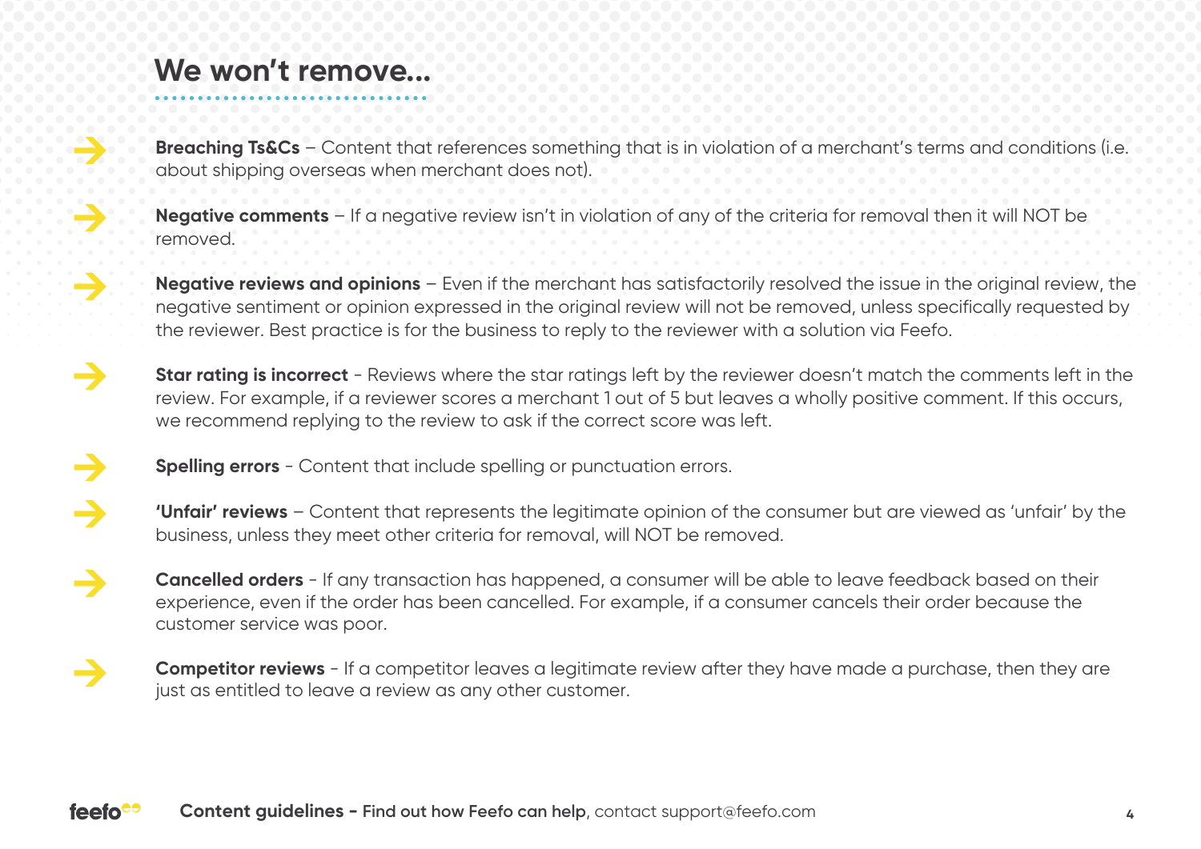## We won't remove...

- **Breaching Ts&Cs** – Content that references something that is in violation of a merchant's terms and conditions (i.e. about shipping overseas when merchant does not).

- **Negative comments** – If a negative review isn't in violation of any of the criteria for removal then it will NOT be removed.

- **Negative reviews and opinions** – Even if the merchant has satisfactorily resolved the issue in the original review, the negative sentiment or opinion expressed in the original review will not be removed, unless specifically requested by the reviewer. Best practice is for the business to reply to the reviewer with a solution via Feefo.

- **Star rating is incorrect** - Reviews where the star ratings left by the reviewer doesn't match the comments left in the review. For example, if a reviewer scores a merchant 1 out of 5 but leaves a wholly positive comment. If this occurs, we recommend replying to the review to ask if the correct score was left.

- **Spelling errors** - Content that include spelling or punctuation errors.

- **'Unfair' reviews** – Content that represents the legitimate opinion of the consumer but are viewed as 'unfair' by the business, unless they meet other criteria for removal, will NOT be removed.

- **Cancelled orders** - If any transaction has happened, a consumer will be able to leave feedback based on their experience, even if the order has been cancelled. For example, if a consumer cancels their order because the customer service was poor.

- **Competitor reviews** - If a competitor leaves a legitimate review after they have made a purchase, then they are just as entitled to leave a review as any other customer.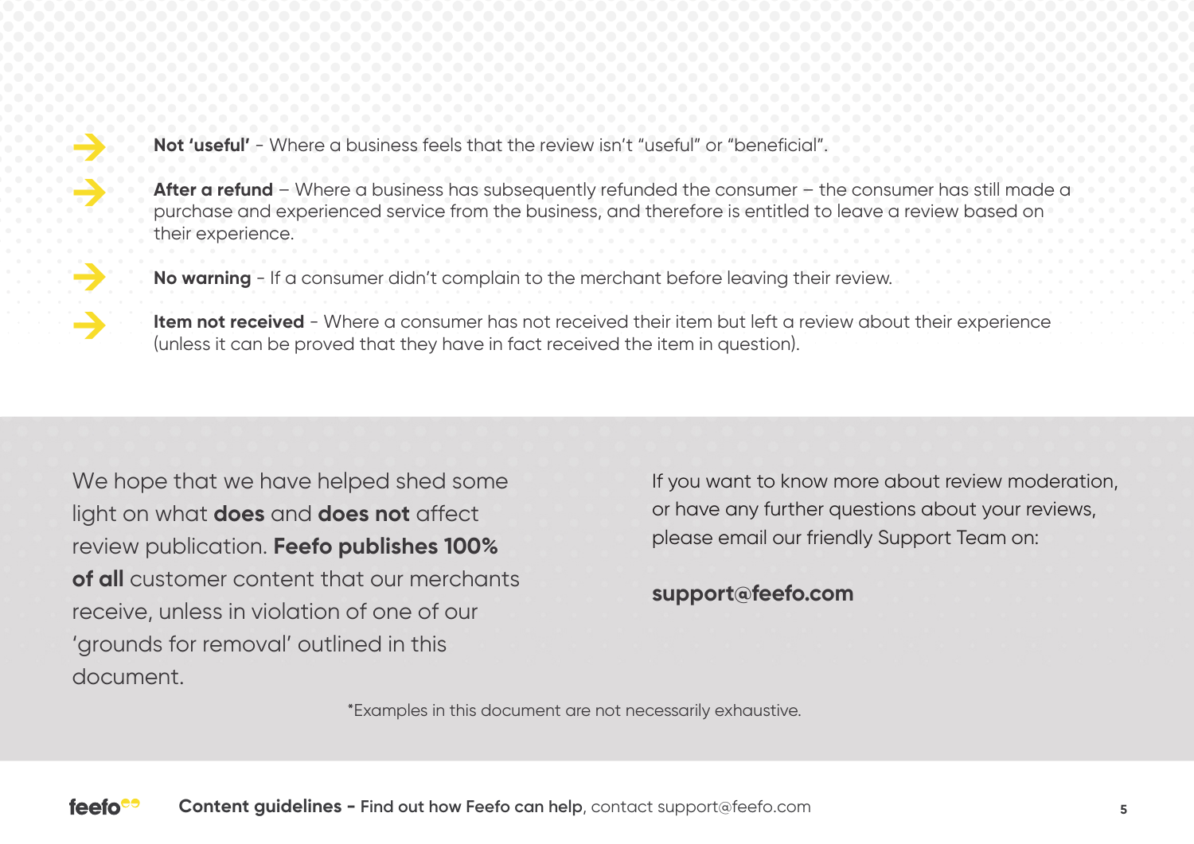- **Not 'useful'** - Where a business feels that the review isn't "useful" or "beneficial".
- **After a refund** – Where a business has subsequently refunded the consumer – the consumer has still made a purchase and experienced service from the business, and therefore is entitled to leave a review based on their experience.
- **No warning** - If a consumer didn't complain to the merchant before leaving their review.
- **Item not received** - Where a consumer has not received their item but left a review about their experience (unless it can be proved that they have in fact received the item in question).

We hope that we have helped shed some light on what **does** and **does not** affect review publication. **Feefo publishes 100% of all** customer content that our merchants receive, unless in violation of one of our 'grounds for removal' outlined in this document.

If you want to know more about review moderation, or have any further questions about your reviews, please email our friendly Support Team on:

**support@feefo.com**

*Examples in this document are not necessarily exhaustive.